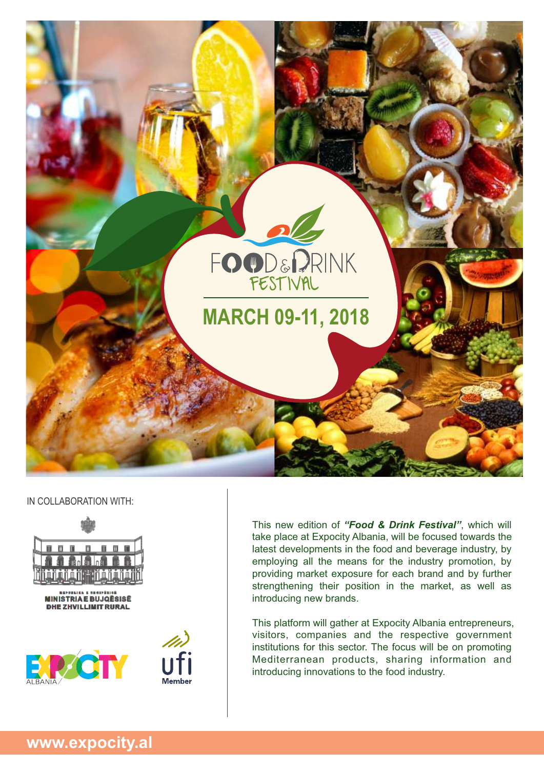# FOOD & DRINK FESTIVAL

## MARCH 09-11, 2018

IN COLLABORATION WITH:

REPUBLIKA E SHQIPËRISË
MINISTRIA E BUJQËSISË DHE ZHVILLIMIT RURAL

EXPOCITY ALBANIA

ufi Member

This new edition of ***"Food & Drink Festival"***, which will take place at Expocity Albania, will be focused towards the latest developments in the food and beverage industry, by employing all the means for the industry promotion, by providing market exposure for each brand and by further strengthening their position in the market, as well as introducing new brands.

This platform will gather at Expocity Albania entrepreneurs, visitors, companies and the respective government institutions for this sector. The focus will be on promoting Mediterranean products, sharing information and introducing innovations to the food industry.

**www.expocity.al**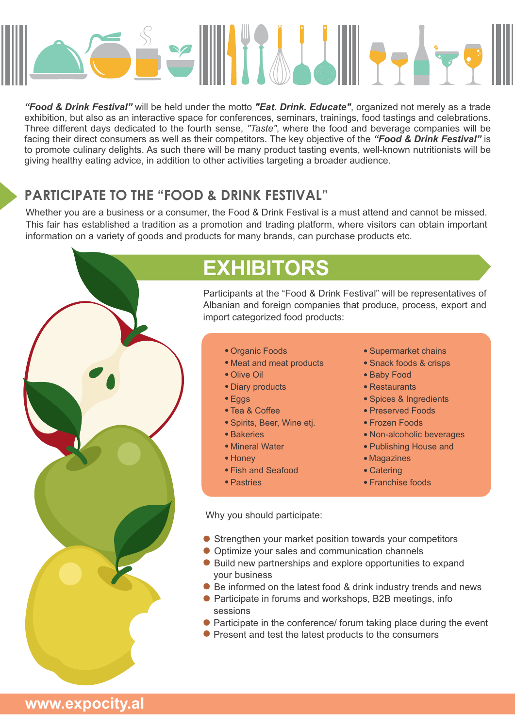***"Food & Drink Festival"*** will be held under the motto ***"Eat. Drink. Educate"***, organized not merely as a trade exhibition, but also as an interactive space for conferences, seminars, trainings, food tastings and celebrations. Three different days dedicated to the fourth sense, *"Taste"*, where the food and beverage companies will be facing their direct consumers as well as their competitors. The key objective of the ***"Food & Drink Festival"*** is to promote culinary delights. As such there will be many product tasting events, well-known nutritionists will be giving healthy eating advice, in addition to other activities targeting a broader audience.

## PARTICIPATE TO THE "FOOD & DRINK FESTIVAL"

Whether you are a business or a consumer, the Food & Drink Festival is a must attend and cannot be missed. This fair has established a tradition as a promotion and trading platform, where visitors can obtain important information on a variety of goods and products for many brands, can purchase products etc.

## EXHIBITORS

Participants at the "Food & Drink Festival" will be representatives of Albanian and foreign companies that produce, process, export and import categorized food products:

- Organic Foods
- Meat and meat products
- Olive Oil
- Diary products
- Eggs
- Tea & Coffee
- Spirits, Beer, Wine etj.
- Bakeries
- Mineral Water
- Honey
- Fish and Seafood
- Pastries
- Supermarket chains
- Snack foods & crisps
- Baby Food
- Restaurants
- Spices & Ingredients
- Preserved Foods
- Frozen Foods
- Non-alcoholic beverages
- Publishing House and
- Magazines
- Catering
- Franchise foods

Why you should participate:

- Strengthen your market position towards your competitors
- Optimize your sales and communication channels
- Build new partnerships and explore opportunities to expand your business
- Be informed on the latest food & drink industry trends and news
- Participate in forums and workshops, B2B meetings, info sessions
- Participate in the conference/ forum taking place during the event
- Present and test the latest products to the consumers

**www.expocity.al**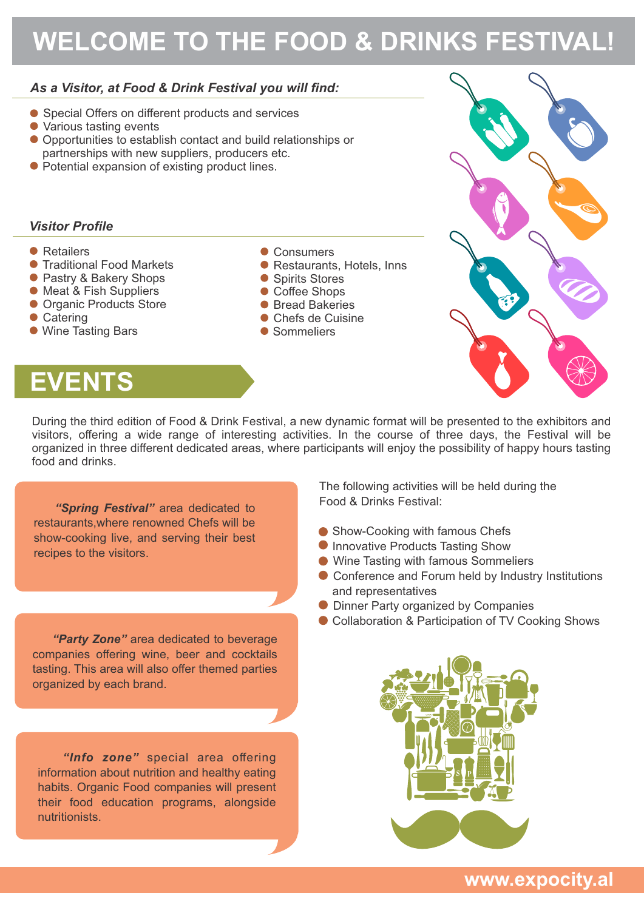# WELCOME TO THE FOOD & DRINKS FESTIVAL!

### *As a Visitor, at Food & Drink Festival you will find:*

- Special Offers on different products and services
- Various tasting events
- Opportunities to establish contact and build relationships or partnerships with new suppliers, producers etc.
- Potential expansion of existing product lines.

### *Visitor Profile*

- Retailers
- Traditional Food Markets
- Pastry & Bakery Shops
- Meat & Fish Suppliers
- Organic Products Store
- Catering
- Wine Tasting Bars
- Consumers
- Restaurants, Hotels, Inns
- Spirits Stores
- Coffee Shops
- Bread Bakeries
- Chefs de Cuisine
- Sommeliers

## EVENTS

During the third edition of Food & Drink Festival, a new dynamic format will be presented to the exhibitors and visitors, offering a wide range of interesting activities. In the course of three days, the Festival will be organized in three different dedicated areas, where participants will enjoy the possibility of happy hours tasting food and drinks.

***"Spring Festival"*** area dedicated to restaurants,where renowned Chefs will be show-cooking live, and serving their best recipes to the visitors.

***"Party Zone"*** area dedicated to beverage companies offering wine, beer and cocktails tasting. This area will also offer themed parties organized by each brand.

***"Info zone"*** special area offering information about nutrition and healthy eating habits. Organic Food companies will present their food education programs, alongside nutritionists.

The following activities will be held during the Food & Drinks Festival:

- Show-Cooking with famous Chefs
- Innovative Products Tasting Show
- Wine Tasting with famous Sommeliers
- Conference and Forum held by Industry Institutions and representatives
- Dinner Party organized by Companies
- Collaboration & Participation of TV Cooking Shows

www.expocity.al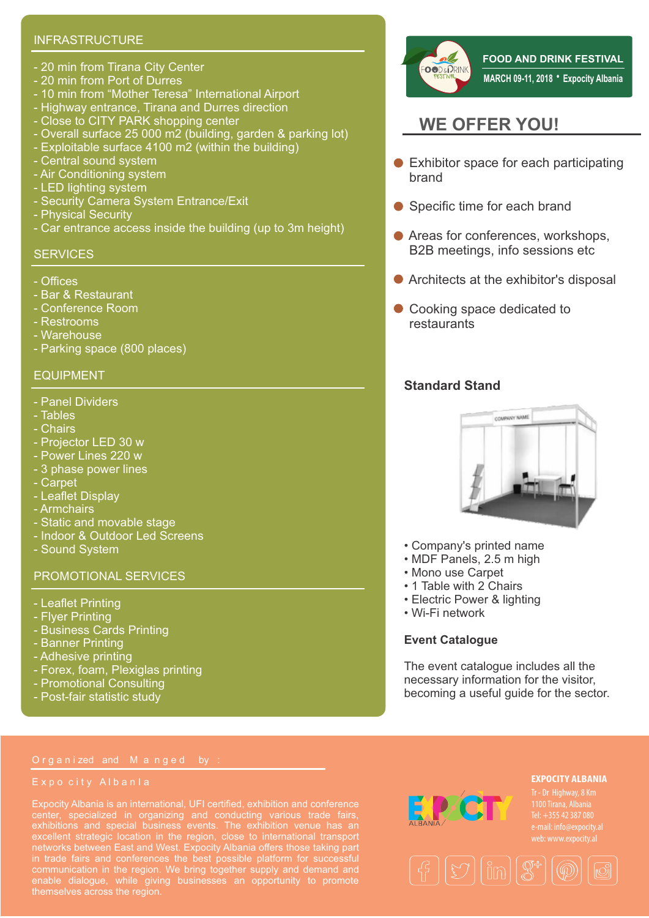## INFRASTRUCTURE

- 20 min from Tirana City Center
- 20 min from Port of Durres
- 10 min from "Mother Teresa" International Airport
- Highway entrance, Tirana and Durres direction
- Close to CITY PARK shopping center
- Overall surface 25 000 m2 (building, garden & parking lot)
- Exploitable surface 4100 m2 (within the building)
- Central sound system
- Air Conditioning system
- LED lighting system
- Security Camera System Entrance/Exit
- Physical Security
- Car entrance access inside the building (up to 3m height)

## SERVICES

- Offices
- Bar & Restaurant
- Conference Room
- Restrooms
- Warehouse
- Parking space (800 places)

## EQUIPMENT

- Panel Dividers
- Tables
- Chairs
- Projector LED 30 w
- Power Lines 220 w
- 3 phase power lines
- Carpet
- Leaflet Display
- Armchairs
- Static and movable stage
- Indoor & Outdoor Led Screens
- Sound System

## PROMOTIONAL SERVICES

- Leaflet Printing
- Flyer Printing
- Business Cards Printing
- Banner Printing
- Adhesive printing
- Forex, foam, Plexiglas printing
- Promotional Consulting
- Post-fair statistic study

**FOOD AND DRINK FESTIVAL**

**MARCH 09-11, 2018 • Expocity Albania**

## WE OFFER YOU!

- Exhibitor space for each participating brand
- Specific time for each brand
- Areas for conferences, workshops, B2B meetings, info sessions etc
- Architects at the exhibitor's disposal
- Cooking space dedicated to restaurants

### Standard Stand

- Company's printed name
- MDF Panels, 2.5 m high
- Mono use Carpet
- 1 Table with 2 Chairs
- Electric Power & lighting
- Wi-Fi network

### Event Catalogue

The event catalogue includes all the necessary information for the visitor, becoming a useful guide for the sector.

Organized and Manged by :

Expocity Albania

Expocity Albania is an international, UFI certified, exhibition and conference center, specialized in organizing and conducting various trade fairs, exhibitions and special business events. The exhibition venue has an excellent strategic location in the region, close to international transport networks between East and West. Expocity Albania offers those taking part in trade fairs and conferences the best possible platform for successful communication in the region. We bring together supply and demand and enable dialogue, while giving businesses an opportunity to promote themselves across the region.

**EXPOCITY ALBANIA**

Tr - Dr Highway, 8 Km
1100 Tirana, Albania
Tel: +355 42 387 080
e-mail: info@expocity.al
web: www.expocity.al